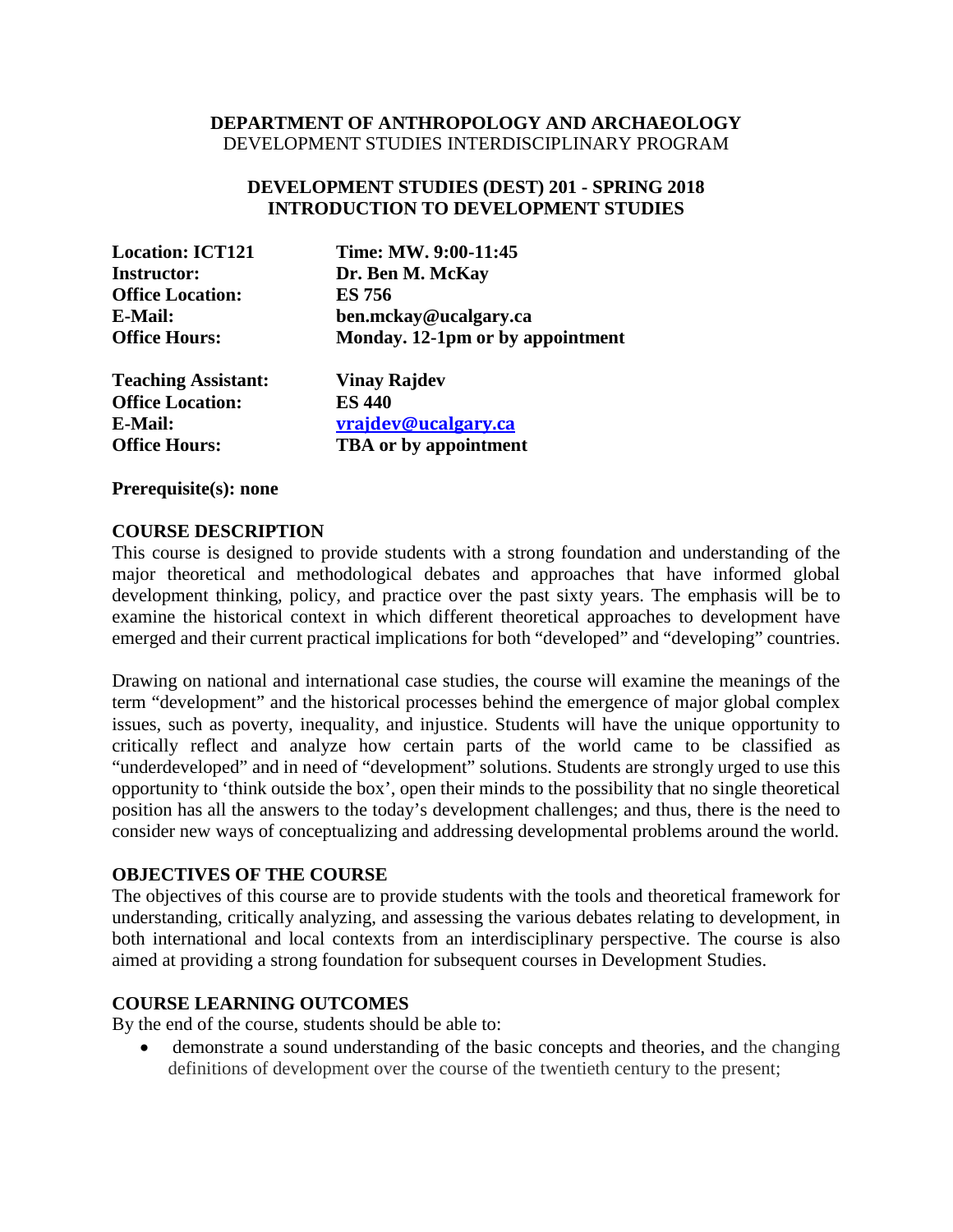**DEPARTMENT OF ANTHROPOLOGY AND ARCHAEOLOGY**
DEVELOPMENT STUDIES INTERDISCIPLINARY PROGRAM

# DEVELOPMENT STUDIES (DEST) 201 - SPRING 2018
# INTRODUCTION TO DEVELOPMENT STUDIES

| | |
|---|---|
| **Location: ICT121** | **Time: MW. 9:00-11:45** |
| **Instructor:** | **Dr. Ben M. McKay** |
| **Office Location:** | **ES 756** |
| **E-Mail:** | **ben.mckay@ucalgary.ca** |
| **Office Hours:** | **Monday. 12-1pm or by appointment** |
| **Teaching Assistant:** | **Vinay Rajdev** |
| **Office Location:** | **ES 440** |
| **E-Mail:** | **vrajdev@ucalgary.ca** |
| **Office Hours:** | **TBA or by appointment** |

**Prerequisite(s): none**

## COURSE DESCRIPTION

This course is designed to provide students with a strong foundation and understanding of the major theoretical and methodological debates and approaches that have informed global development thinking, policy, and practice over the past sixty years. The emphasis will be to examine the historical context in which different theoretical approaches to development have emerged and their current practical implications for both "developed" and "developing" countries.

Drawing on national and international case studies, the course will examine the meanings of the term "development" and the historical processes behind the emergence of major global complex issues, such as poverty, inequality, and injustice. Students will have the unique opportunity to critically reflect and analyze how certain parts of the world came to be classified as "underdeveloped" and in need of "development" solutions. Students are strongly urged to use this opportunity to 'think outside the box', open their minds to the possibility that no single theoretical position has all the answers to the today's development challenges; and thus, there is the need to consider new ways of conceptualizing and addressing developmental problems around the world.

## OBJECTIVES OF THE COURSE

The objectives of this course are to provide students with the tools and theoretical framework for understanding, critically analyzing, and assessing the various debates relating to development, in both international and local contexts from an interdisciplinary perspective. The course is also aimed at providing a strong foundation for subsequent courses in Development Studies.

## COURSE LEARNING OUTCOMES

By the end of the course, students should be able to:

- demonstrate a sound understanding of the basic concepts and theories, and the changing definitions of development over the course of the twentieth century to the present;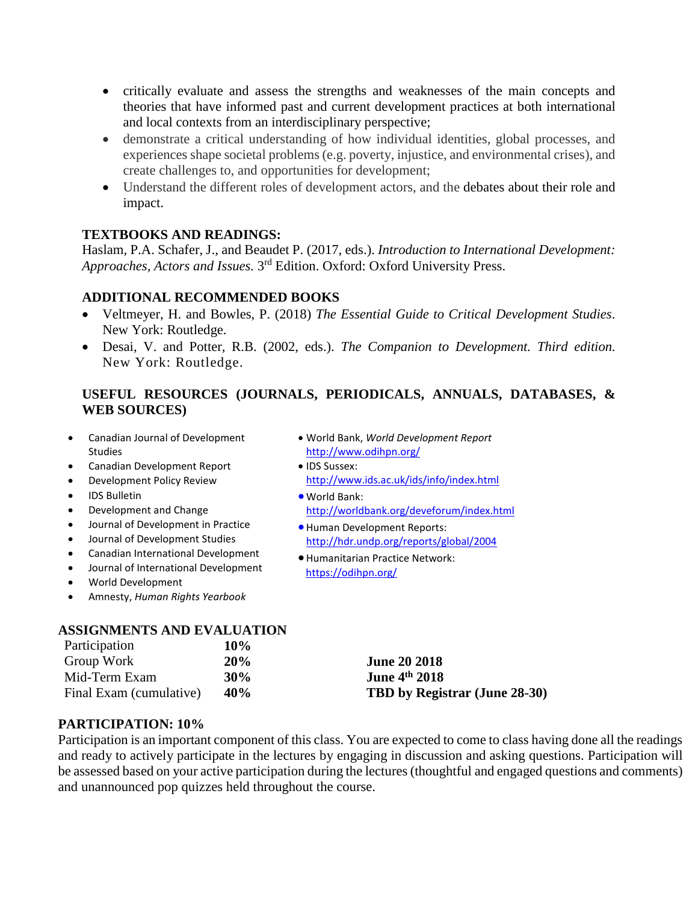- critically evaluate and assess the strengths and weaknesses of the main concepts and theories that have informed past and current development practices at both international and local contexts from an interdisciplinary perspective;
- demonstrate a critical understanding of how individual identities, global processes, and experiences shape societal problems (e.g. poverty, injustice, and environmental crises), and create challenges to, and opportunities for development;
- Understand the different roles of development actors, and the debates about their role and impact.

## TEXTBOOKS AND READINGS:

Haslam, P.A. Schafer, J., and Beaudet P. (2017, eds.). *Introduction to International Development: Approaches, Actors and Issues.* 3rd Edition. Oxford: Oxford University Press.

## ADDITIONAL RECOMMENDED BOOKS

- Veltmeyer, H. and Bowles, P. (2018) *The Essential Guide to Critical Development Studies*. New York: Routledge.
- Desai, V. and Potter, R.B. (2002, eds.). *The Companion to Development. Third edition.* New York: Routledge.

## USEFUL RESOURCES (JOURNALS, PERIODICALS, ANNUALS, DATABASES, & WEB SOURCES)

- Canadian Journal of Development Studies
- Canadian Development Report
- Development Policy Review
- IDS Bulletin
- Development and Change
- Journal of Development in Practice
- Journal of Development Studies
- Canadian International Development
- Journal of International Development
- World Development
- Amnesty, *Human Rights Yearbook*
- World Bank, *World Development Report* http://www.odihpn.org/
- IDS Sussex: http://www.ids.ac.uk/ids/info/index.html
- World Bank: http://worldbank.org/deveforum/index.html
- Human Development Reports: http://hdr.undp.org/reports/global/2004
- Humanitarian Practice Network: https://odihpn.org/

## ASSIGNMENTS AND EVALUATION

| | | |
|---|---|---|
| Participation | **10%** | |
| Group Work | **20%** | **June 20 2018** |
| Mid-Term Exam | **30%** | **June 4th 2018** |
| Final Exam (cumulative) | **40%** | **TBD by Registrar (June 28-30)** |

## PARTICIPATION: 10%

Participation is an important component of this class. You are expected to come to class having done all the readings and ready to actively participate in the lectures by engaging in discussion and asking questions. Participation will be assessed based on your active participation during the lectures (thoughtful and engaged questions and comments) and unannounced pop quizzes held throughout the course.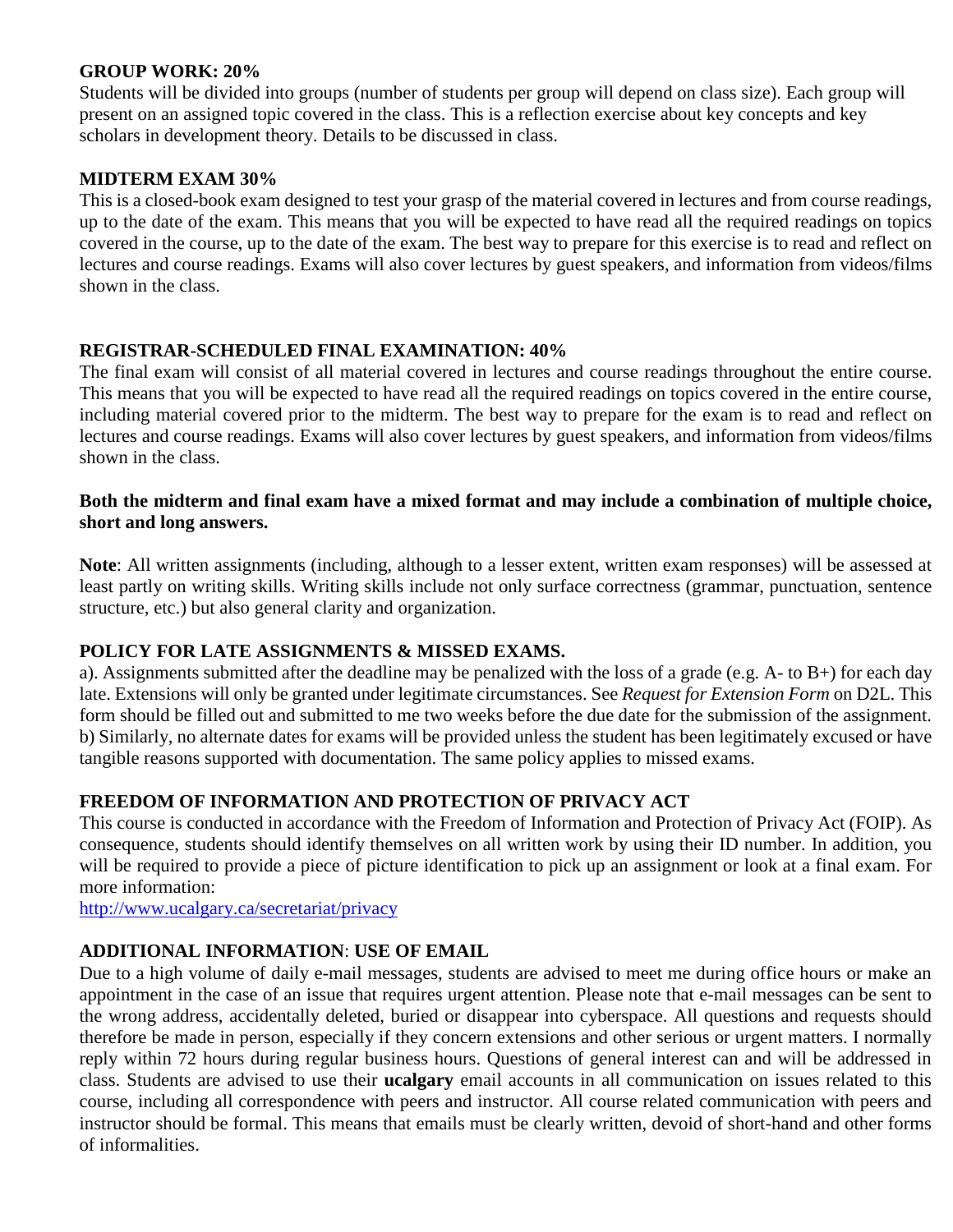**GROUP WORK: 20%**
Students will be divided into groups (number of students per group will depend on class size). Each group will present on an assigned topic covered in the class. This is a reflection exercise about key concepts and key scholars in development theory. Details to be discussed in class.

**MIDTERM EXAM 30%**
This is a closed-book exam designed to test your grasp of the material covered in lectures and from course readings, up to the date of the exam. This means that you will be expected to have read all the required readings on topics covered in the course, up to the date of the exam. The best way to prepare for this exercise is to read and reflect on lectures and course readings. Exams will also cover lectures by guest speakers, and information from videos/films shown in the class.

**REGISTRAR-SCHEDULED FINAL EXAMINATION: 40%**
The final exam will consist of all material covered in lectures and course readings throughout the entire course. This means that you will be expected to have read all the required readings on topics covered in the entire course, including material covered prior to the midterm. The best way to prepare for the exam is to read and reflect on lectures and course readings. Exams will also cover lectures by guest speakers, and information from videos/films shown in the class.

**Both the midterm and final exam have a mixed format and may include a combination of multiple choice, short and long answers.**

**Note**: All written assignments (including, although to a lesser extent, written exam responses) will be assessed at least partly on writing skills. Writing skills include not only surface correctness (grammar, punctuation, sentence structure, etc.) but also general clarity and organization.

**POLICY FOR LATE ASSIGNMENTS & MISSED EXAMS.**
a). Assignments submitted after the deadline may be penalized with the loss of a grade (e.g. A- to B+) for each day late. Extensions will only be granted under legitimate circumstances. See *Request for Extension Form* on D2L. This form should be filled out and submitted to me two weeks before the due date for the submission of the assignment.
b) Similarly, no alternate dates for exams will be provided unless the student has been legitimately excused or have tangible reasons supported with documentation. The same policy applies to missed exams.

**FREEDOM OF INFORMATION AND PROTECTION OF PRIVACY ACT**
This course is conducted in accordance with the Freedom of Information and Protection of Privacy Act (FOIP). As consequence, students should identify themselves on all written work by using their ID number. In addition, you will be required to provide a piece of picture identification to pick up an assignment or look at a final exam. For more information:
http://www.ucalgary.ca/secretariat/privacy

**ADDITIONAL INFORMATION**: **USE OF EMAIL**
Due to a high volume of daily e-mail messages, students are advised to meet me during office hours or make an appointment in the case of an issue that requires urgent attention. Please note that e-mail messages can be sent to the wrong address, accidentally deleted, buried or disappear into cyberspace. All questions and requests should therefore be made in person, especially if they concern extensions and other serious or urgent matters. I normally reply within 72 hours during regular business hours. Questions of general interest can and will be addressed in class. Students are advised to use their **ucalgary** email accounts in all communication on issues related to this course, including all correspondence with peers and instructor. All course related communication with peers and instructor should be formal. This means that emails must be clearly written, devoid of short-hand and other forms of informalities.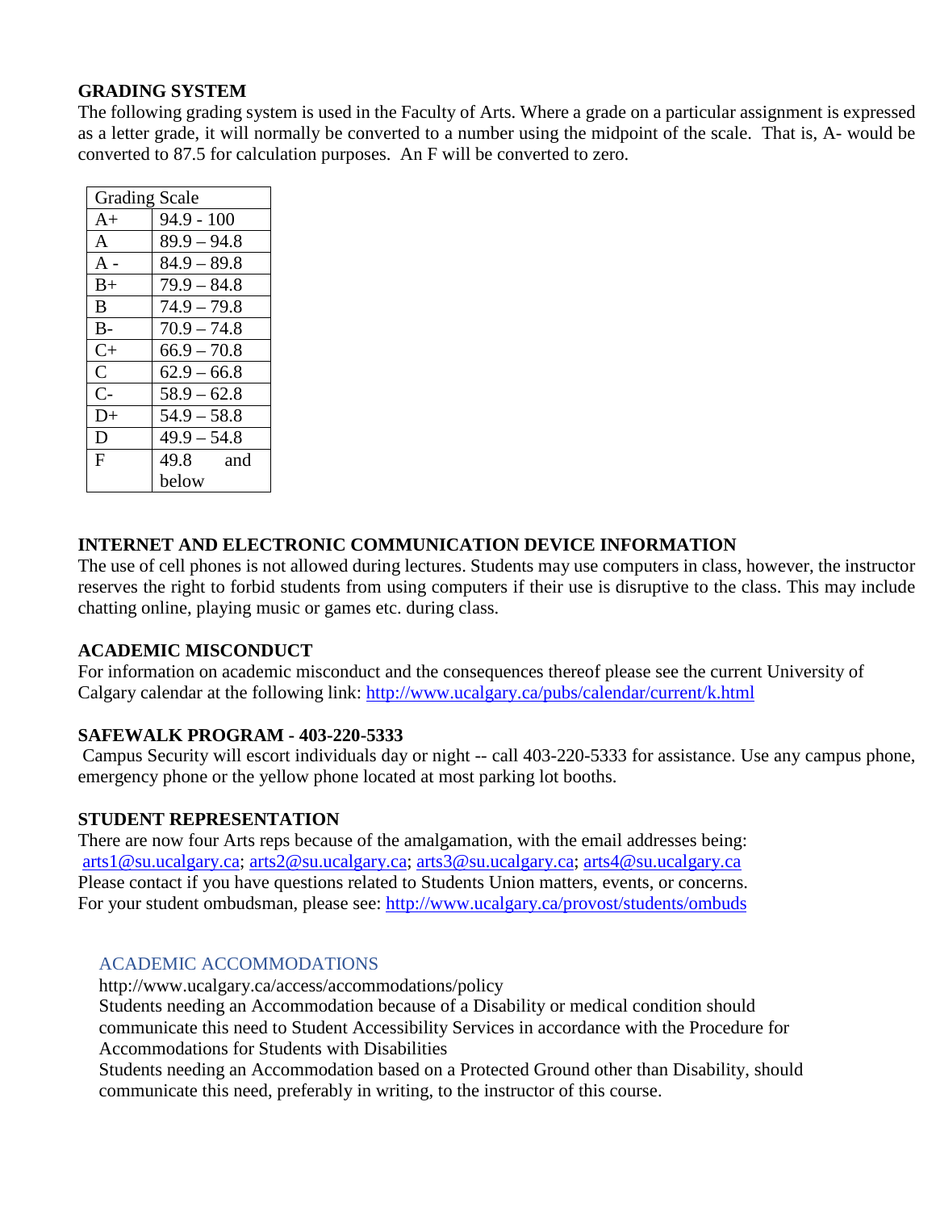## GRADING SYSTEM

The following grading system is used in the Faculty of Arts. Where a grade on a particular assignment is expressed as a letter grade, it will normally be converted to a number using the midpoint of the scale. That is, A- would be converted to 87.5 for calculation purposes. An F will be converted to zero.

| Grading Scale | |
|---|---|
| A+ | 94.9 - 100 |
| A | 89.9 – 94.8 |
| A - | 84.9 – 89.8 |
| B+ | 79.9 – 84.8 |
| B | 74.9 – 79.8 |
| B- | 70.9 – 74.8 |
| C+ | 66.9 – 70.8 |
| C | 62.9 – 66.8 |
| C- | 58.9 – 62.8 |
| D+ | 54.9 – 58.8 |
| D | 49.9 – 54.8 |
| F | 49.8 and below |

## INTERNET AND ELECTRONIC COMMUNICATION DEVICE INFORMATION

The use of cell phones is not allowed during lectures. Students may use computers in class, however, the instructor reserves the right to forbid students from using computers if their use is disruptive to the class. This may include chatting online, playing music or games etc. during class.

## ACADEMIC MISCONDUCT

For information on academic misconduct and the consequences thereof please see the current University of Calgary calendar at the following link: http://www.ucalgary.ca/pubs/calendar/current/k.html

## SAFEWALK PROGRAM - 403-220-5333

Campus Security will escort individuals day or night -- call 403-220-5333 for assistance. Use any campus phone, emergency phone or the yellow phone located at most parking lot booths.

## STUDENT REPRESENTATION

There are now four Arts reps because of the amalgamation, with the email addresses being:
arts1@su.ucalgary.ca; arts2@su.ucalgary.ca; arts3@su.ucalgary.ca; arts4@su.ucalgary.ca
Please contact if you have questions related to Students Union matters, events, or concerns.
For your student ombudsman, please see: http://www.ucalgary.ca/provost/students/ombuds

## ACADEMIC ACCOMMODATIONS

http://www.ucalgary.ca/access/accommodations/policy
Students needing an Accommodation because of a Disability or medical condition should communicate this need to Student Accessibility Services in accordance with the Procedure for Accommodations for Students with Disabilities
Students needing an Accommodation based on a Protected Ground other than Disability, should communicate this need, preferably in writing, to the instructor of this course.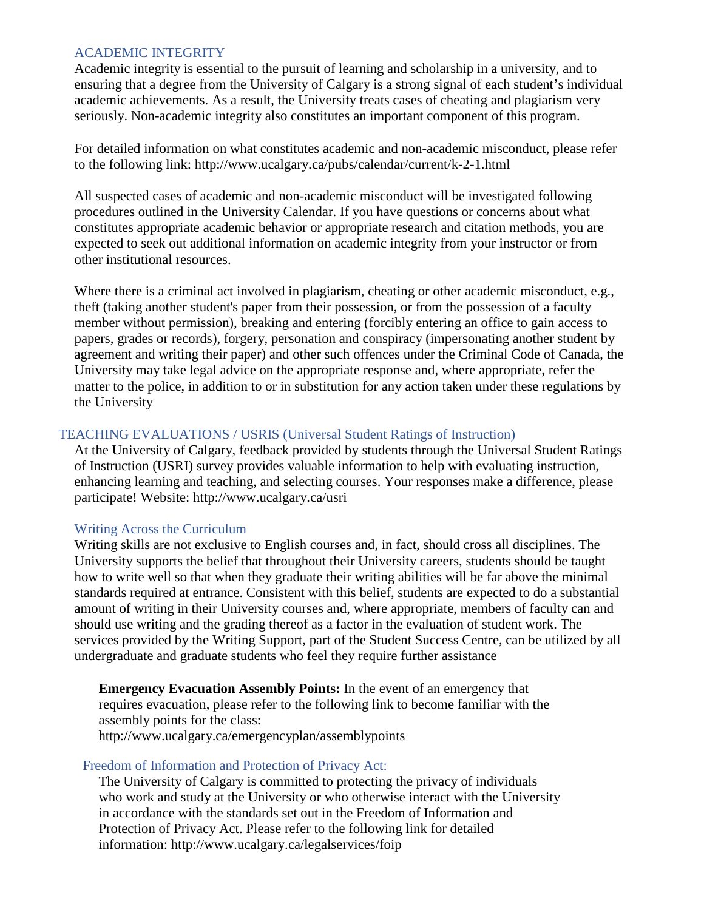## ACADEMIC INTEGRITY

Academic integrity is essential to the pursuit of learning and scholarship in a university, and to ensuring that a degree from the University of Calgary is a strong signal of each student's individual academic achievements. As a result, the University treats cases of cheating and plagiarism very seriously. Non-academic integrity also constitutes an important component of this program.

For detailed information on what constitutes academic and non-academic misconduct, please refer to the following link: http://www.ucalgary.ca/pubs/calendar/current/k-2-1.html

All suspected cases of academic and non-academic misconduct will be investigated following procedures outlined in the University Calendar. If you have questions or concerns about what constitutes appropriate academic behavior or appropriate research and citation methods, you are expected to seek out additional information on academic integrity from your instructor or from other institutional resources.

Where there is a criminal act involved in plagiarism, cheating or other academic misconduct, e.g., theft (taking another student's paper from their possession, or from the possession of a faculty member without permission), breaking and entering (forcibly entering an office to gain access to papers, grades or records), forgery, personation and conspiracy (impersonating another student by agreement and writing their paper) and other such offences under the Criminal Code of Canada, the University may take legal advice on the appropriate response and, where appropriate, refer the matter to the police, in addition to or in substitution for any action taken under these regulations by the University

## TEACHING EVALUATIONS / USRIS (Universal Student Ratings of Instruction)

At the University of Calgary, feedback provided by students through the Universal Student Ratings of Instruction (USRI) survey provides valuable information to help with evaluating instruction, enhancing learning and teaching, and selecting courses. Your responses make a difference, please participate! Website: http://www.ucalgary.ca/usri

## Writing Across the Curriculum

Writing skills are not exclusive to English courses and, in fact, should cross all disciplines. The University supports the belief that throughout their University careers, students should be taught how to write well so that when they graduate their writing abilities will be far above the minimal standards required at entrance. Consistent with this belief, students are expected to do a substantial amount of writing in their University courses and, where appropriate, members of faculty can and should use writing and the grading thereof as a factor in the evaluation of student work. The services provided by the Writing Support, part of the Student Success Centre, can be utilized by all undergraduate and graduate students who feel they require further assistance

**Emergency Evacuation Assembly Points:** In the event of an emergency that requires evacuation, please refer to the following link to become familiar with the assembly points for the class: http://www.ucalgary.ca/emergencyplan/assemblypoints

## Freedom of Information and Protection of Privacy Act:

The University of Calgary is committed to protecting the privacy of individuals who work and study at the University or who otherwise interact with the University in accordance with the standards set out in the Freedom of Information and Protection of Privacy Act. Please refer to the following link for detailed information: http://www.ucalgary.ca/legalservices/foip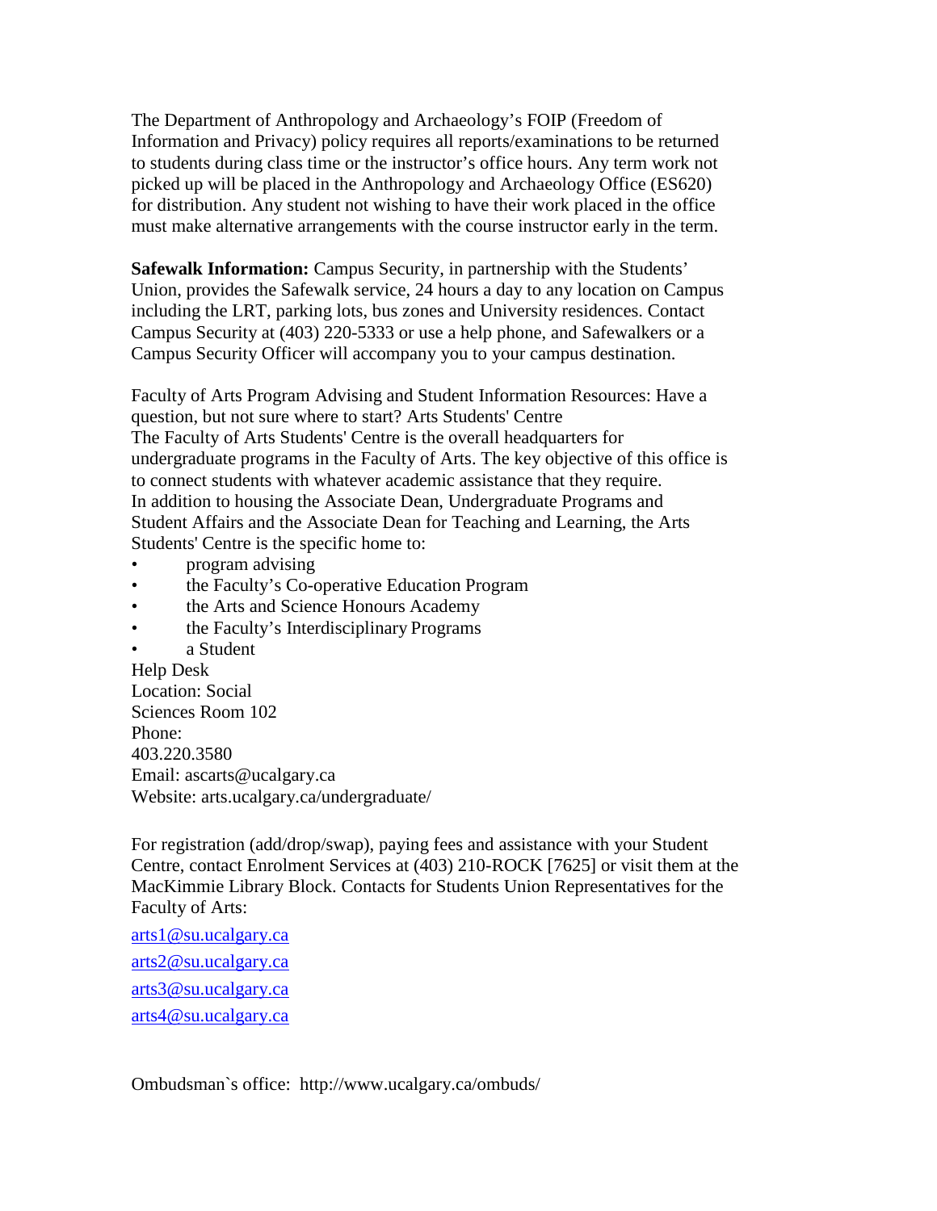The Department of Anthropology and Archaeology's FOIP (Freedom of Information and Privacy) policy requires all reports/examinations to be returned to students during class time or the instructor's office hours. Any term work not picked up will be placed in the Anthropology and Archaeology Office (ES620) for distribution. Any student not wishing to have their work placed in the office must make alternative arrangements with the course instructor early in the term.

**Safewalk Information:** Campus Security, in partnership with the Students' Union, provides the Safewalk service, 24 hours a day to any location on Campus including the LRT, parking lots, bus zones and University residences. Contact Campus Security at (403) 220-5333 or use a help phone, and Safewalkers or a Campus Security Officer will accompany you to your campus destination.

Faculty of Arts Program Advising and Student Information Resources: Have a question, but not sure where to start? Arts Students' Centre
The Faculty of Arts Students' Centre is the overall headquarters for undergraduate programs in the Faculty of Arts. The key objective of this office is to connect students with whatever academic assistance that they require.
In addition to housing the Associate Dean, Undergraduate Programs and Student Affairs and the Associate Dean for Teaching and Learning, the Arts Students' Centre is the specific home to:

- program advising
- the Faculty's Co-operative Education Program
- the Arts and Science Honours Academy
- the Faculty's Interdisciplinary Programs
- a Student

Help Desk
Location: Social
Sciences Room 102
Phone:
403.220.3580
Email: ascarts@ucalgary.ca
Website: arts.ucalgary.ca/undergraduate/

For registration (add/drop/swap), paying fees and assistance with your Student Centre, contact Enrolment Services at (403) 210-ROCK [7625] or visit them at the MacKimmie Library Block. Contacts for Students Union Representatives for the Faculty of Arts:

arts1@su.ucalgary.ca

arts2@su.ucalgary.ca

arts3@su.ucalgary.ca

arts4@su.ucalgary.ca

Ombudsman`s office: http://www.ucalgary.ca/ombuds/